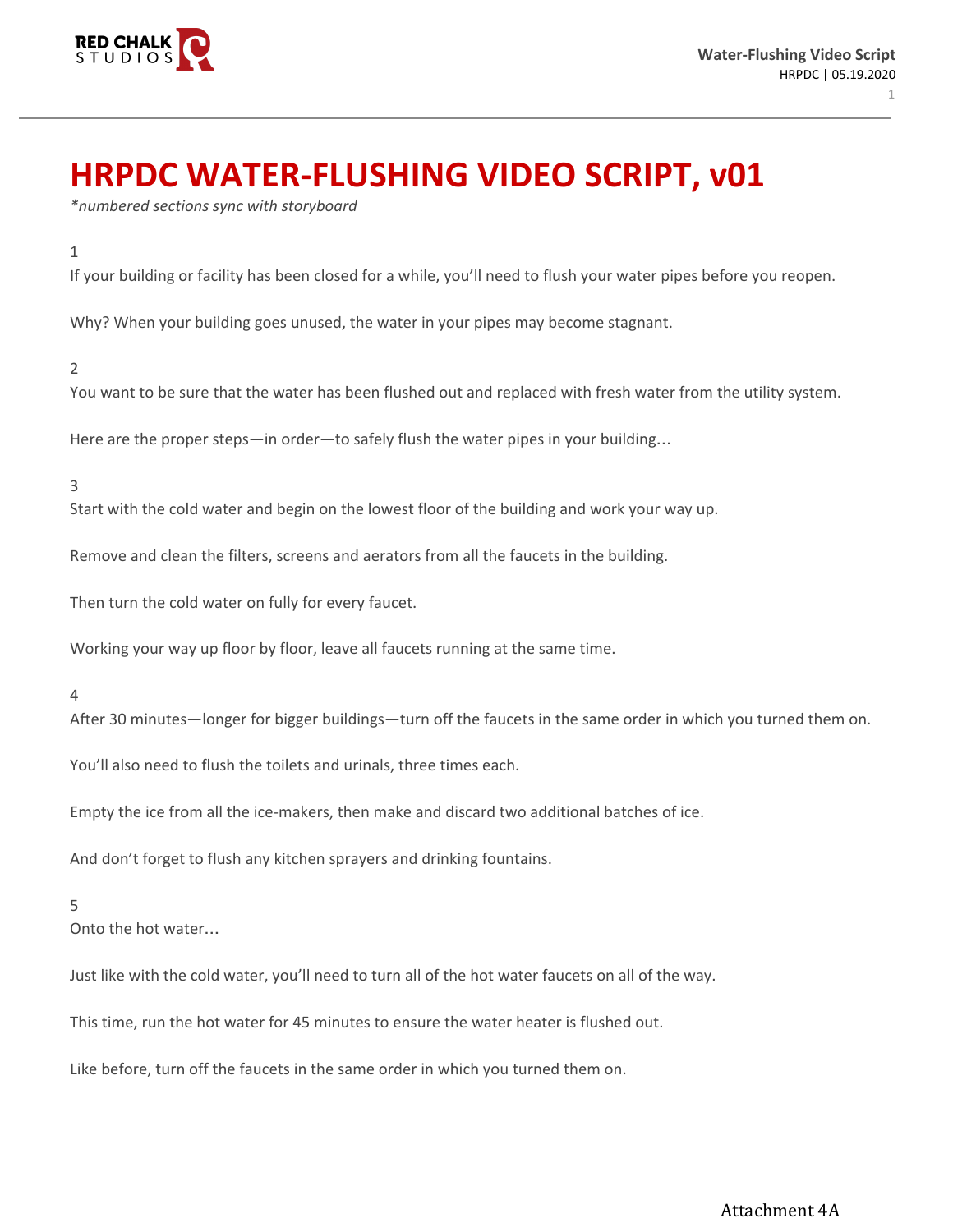# HRPDC WATER-FLUSHING VIDEO SCRIPT, v01

*\*numbered sections sync with storyboard*

1

If your building or facility has been closed for a while, you'll need to flush your water pipes before you reopen.

Why? When your building goes unused, the water in your pipes may become stagnant.

2

You want to be sure that the water has been flushed out and replaced with fresh water from the utility system.

Here are the proper steps—in order—to safely flush the water pipes in your building…

3

Start with the cold water and begin on the lowest floor of the building and work your way up.

Remove and clean the filters, screens and aerators from all the faucets in the building.

Then turn the cold water on fully for every faucet.

Working your way up floor by floor, leave all faucets running at the same time.

4

After 30 minutes—longer for bigger buildings—turn off the faucets in the same order in which you turned them on.

You'll also need to flush the toilets and urinals, three times each.

Empty the ice from all the ice-makers, then make and discard two additional batches of ice.

And don't forget to flush any kitchen sprayers and drinking fountains.

5

Onto the hot water…

Just like with the cold water, you'll need to turn all of the hot water faucets on all of the way.

This time, run the hot water for 45 minutes to ensure the water heater is flushed out.

Like before, turn off the faucets in the same order in which you turned them on.

Attachment 4A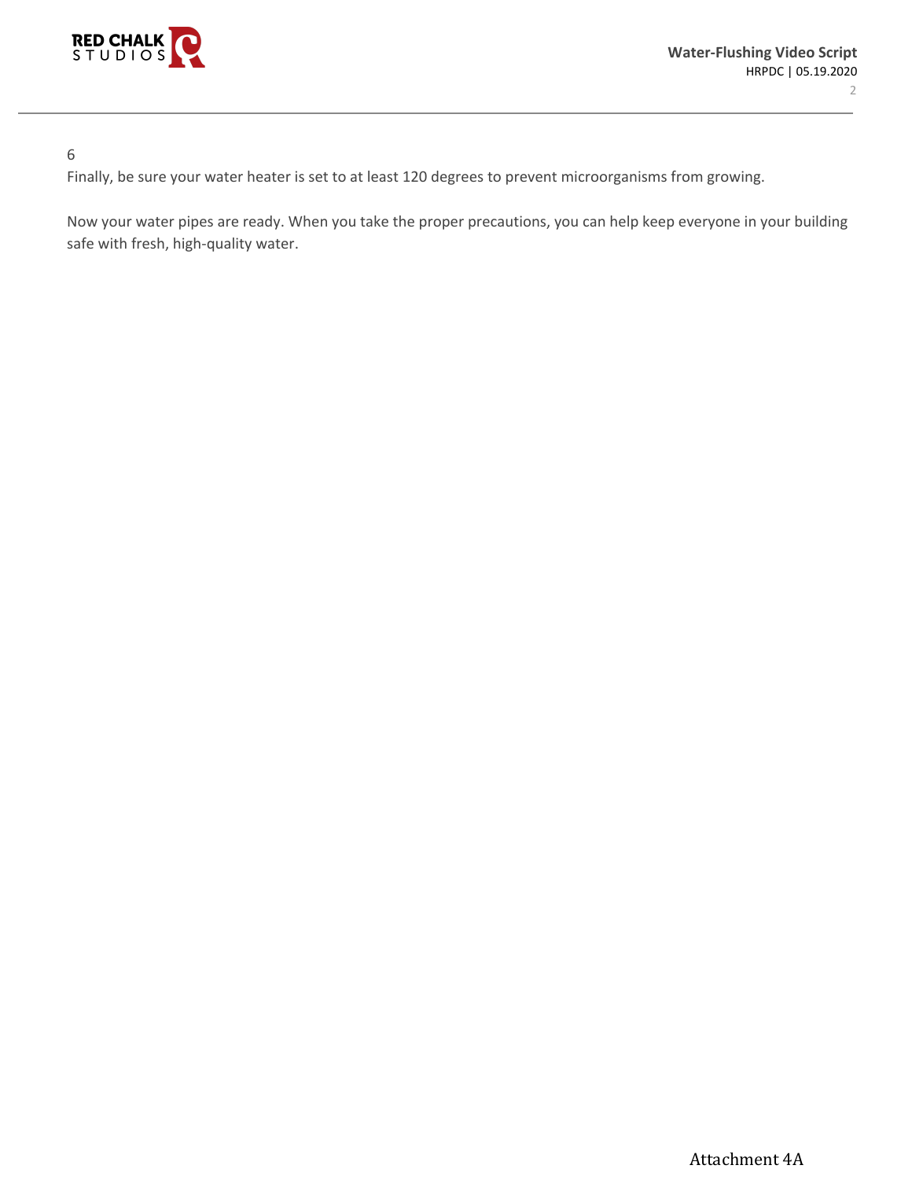6

Finally, be sure your water heater is set to at least 120 degrees to prevent microorganisms from growing.

Now your water pipes are ready. When you take the proper precautions, you can help keep everyone in your building safe with fresh, high-quality water.

Attachment 4A